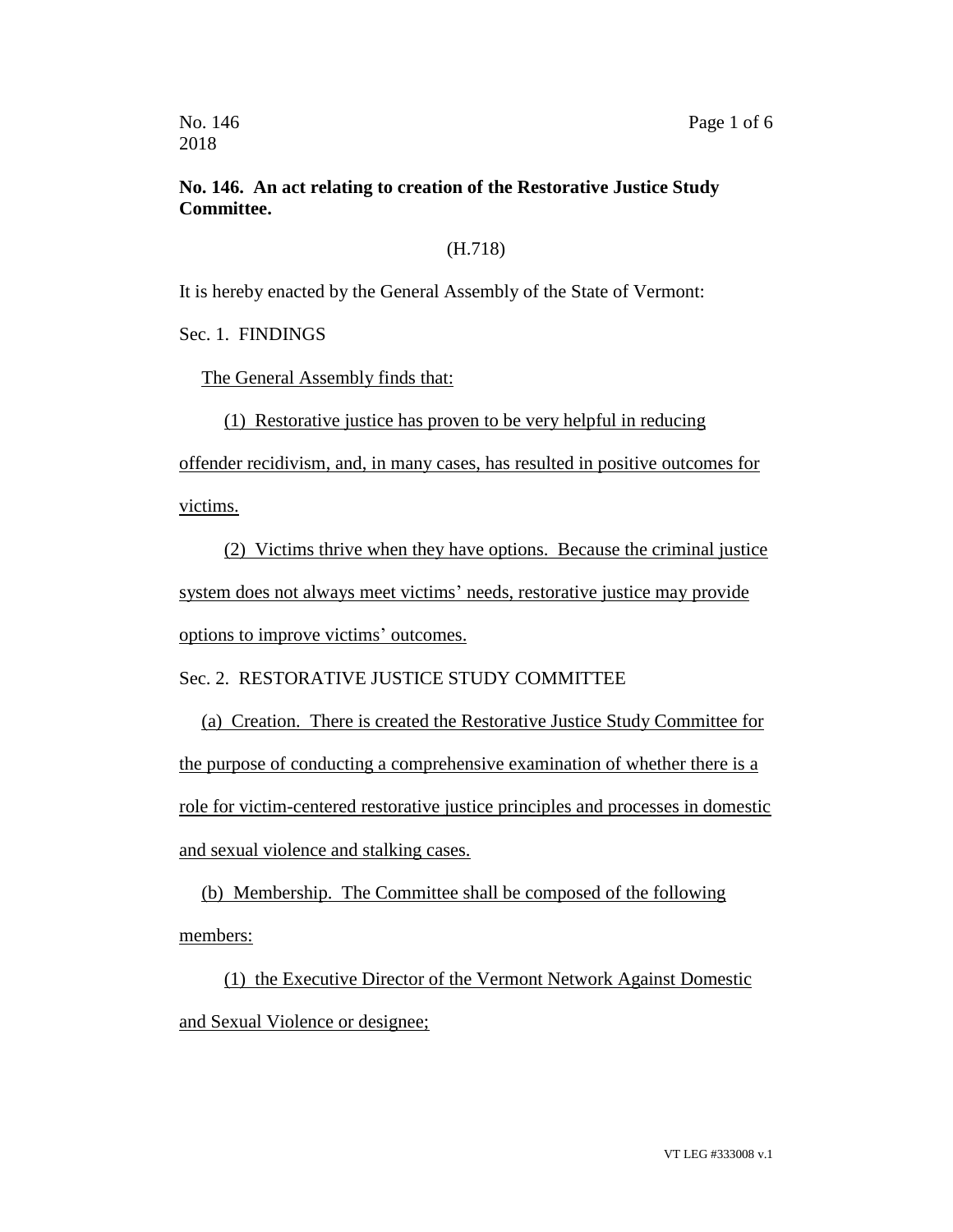No. 146
2018

**No. 146. An act relating to creation of the Restorative Justice Study Committee.**

(H.718)

It is hereby enacted by the General Assembly of the State of Vermont:

Sec. 1. FINDINGS

The General Assembly finds that:

(1) Restorative justice has proven to be very helpful in reducing offender recidivism, and, in many cases, has resulted in positive outcomes for victims.

(2) Victims thrive when they have options. Because the criminal justice system does not always meet victims' needs, restorative justice may provide options to improve victims' outcomes.

Sec. 2. RESTORATIVE JUSTICE STUDY COMMITTEE

(a) Creation. There is created the Restorative Justice Study Committee for the purpose of conducting a comprehensive examination of whether there is a role for victim-centered restorative justice principles and processes in domestic and sexual violence and stalking cases.

(b) Membership. The Committee shall be composed of the following members:

(1) the Executive Director of the Vermont Network Against Domestic and Sexual Violence or designee;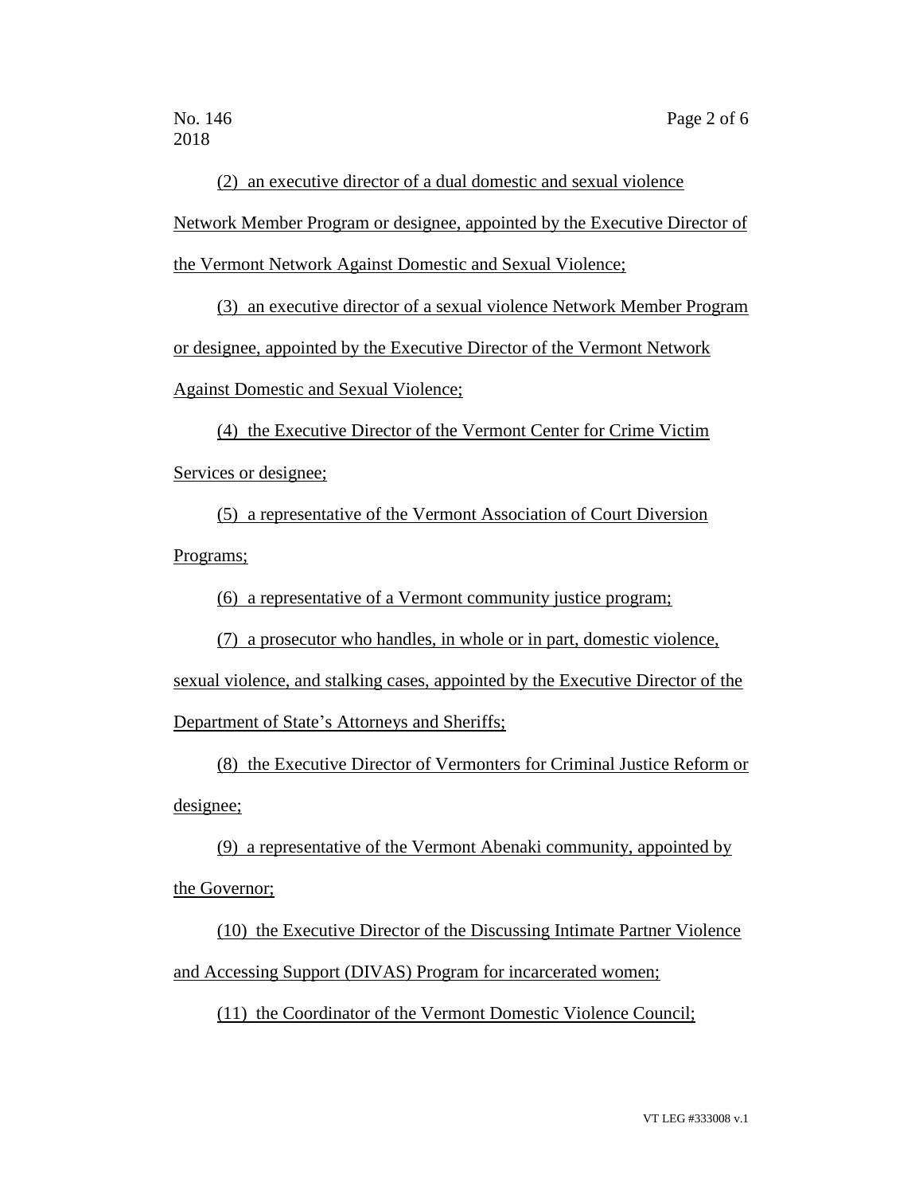(2) an executive director of a dual domestic and sexual violence Network Member Program or designee, appointed by the Executive Director of the Vermont Network Against Domestic and Sexual Violence;

(3) an executive director of a sexual violence Network Member Program or designee, appointed by the Executive Director of the Vermont Network Against Domestic and Sexual Violence;

(4) the Executive Director of the Vermont Center for Crime Victim Services or designee;

(5) a representative of the Vermont Association of Court Diversion Programs;

(6) a representative of a Vermont community justice program;

(7) a prosecutor who handles, in whole or in part, domestic violence, sexual violence, and stalking cases, appointed by the Executive Director of the Department of State's Attorneys and Sheriffs;

(8) the Executive Director of Vermonters for Criminal Justice Reform or designee;

(9) a representative of the Vermont Abenaki community, appointed by the Governor;

(10) the Executive Director of the Discussing Intimate Partner Violence and Accessing Support (DIVAS) Program for incarcerated women;

(11) the Coordinator of the Vermont Domestic Violence Council;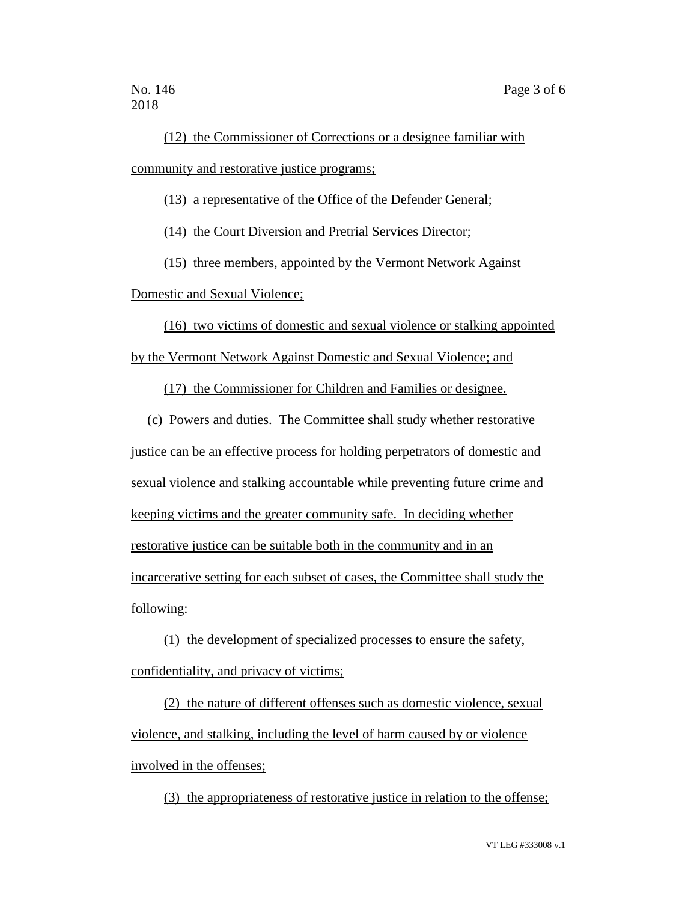(12) the Commissioner of Corrections or a designee familiar with community and restorative justice programs;

(13) a representative of the Office of the Defender General;

(14) the Court Diversion and Pretrial Services Director;

(15) three members, appointed by the Vermont Network Against Domestic and Sexual Violence;

(16) two victims of domestic and sexual violence or stalking appointed by the Vermont Network Against Domestic and Sexual Violence; and

(17) the Commissioner for Children and Families or designee.

(c) Powers and duties. The Committee shall study whether restorative justice can be an effective process for holding perpetrators of domestic and sexual violence and stalking accountable while preventing future crime and keeping victims and the greater community safe. In deciding whether restorative justice can be suitable both in the community and in an incarcerative setting for each subset of cases, the Committee shall study the following:

(1) the development of specialized processes to ensure the safety, confidentiality, and privacy of victims;

(2) the nature of different offenses such as domestic violence, sexual violence, and stalking, including the level of harm caused by or violence involved in the offenses;

(3) the appropriateness of restorative justice in relation to the offense;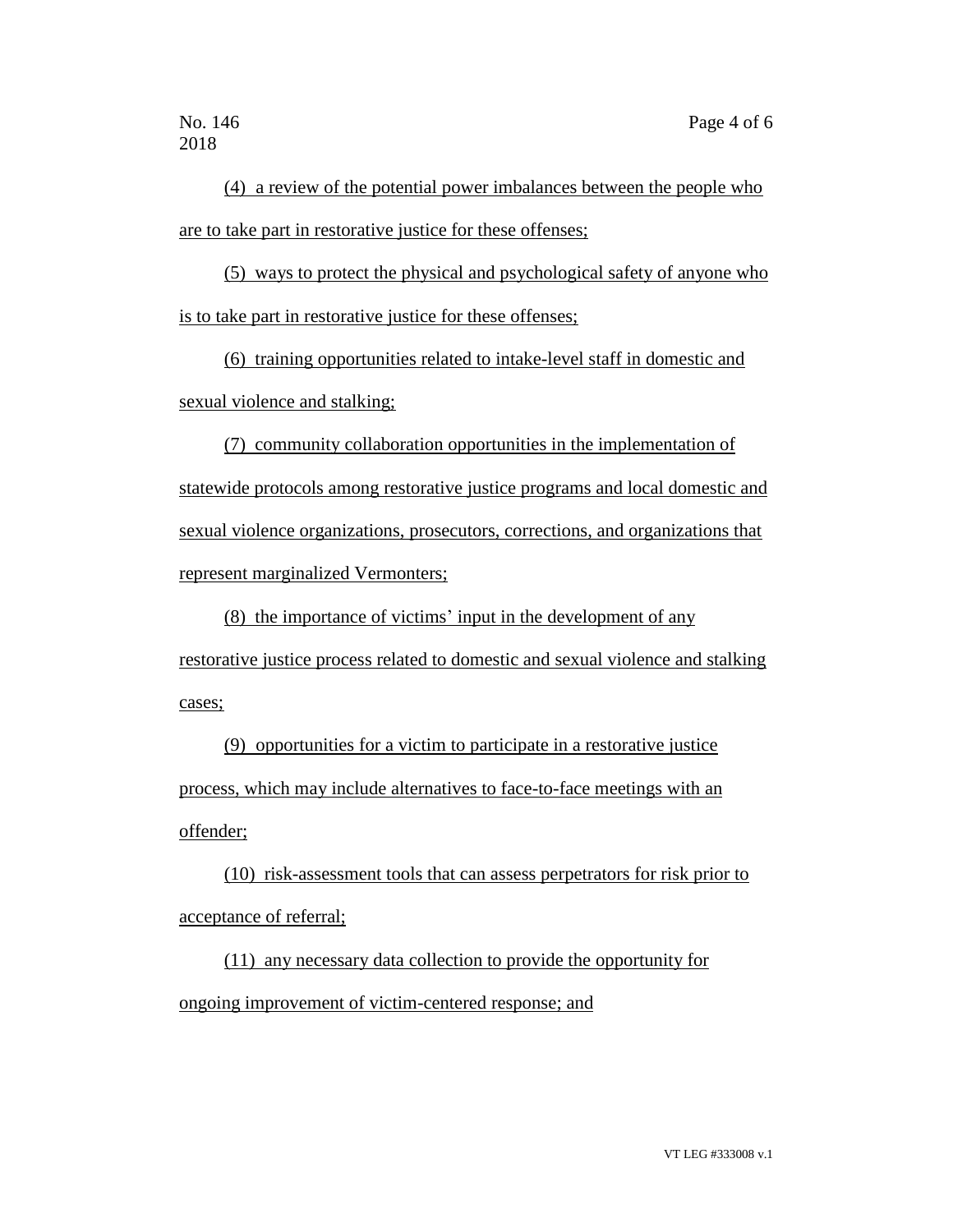(4) a review of the potential power imbalances between the people who are to take part in restorative justice for these offenses;

(5) ways to protect the physical and psychological safety of anyone who is to take part in restorative justice for these offenses;

(6) training opportunities related to intake-level staff in domestic and sexual violence and stalking;

(7) community collaboration opportunities in the implementation of statewide protocols among restorative justice programs and local domestic and sexual violence organizations, prosecutors, corrections, and organizations that represent marginalized Vermonters;

(8) the importance of victims' input in the development of any restorative justice process related to domestic and sexual violence and stalking cases;

(9) opportunities for a victim to participate in a restorative justice process, which may include alternatives to face-to-face meetings with an offender;

(10) risk-assessment tools that can assess perpetrators for risk prior to acceptance of referral;

(11) any necessary data collection to provide the opportunity for ongoing improvement of victim-centered response; and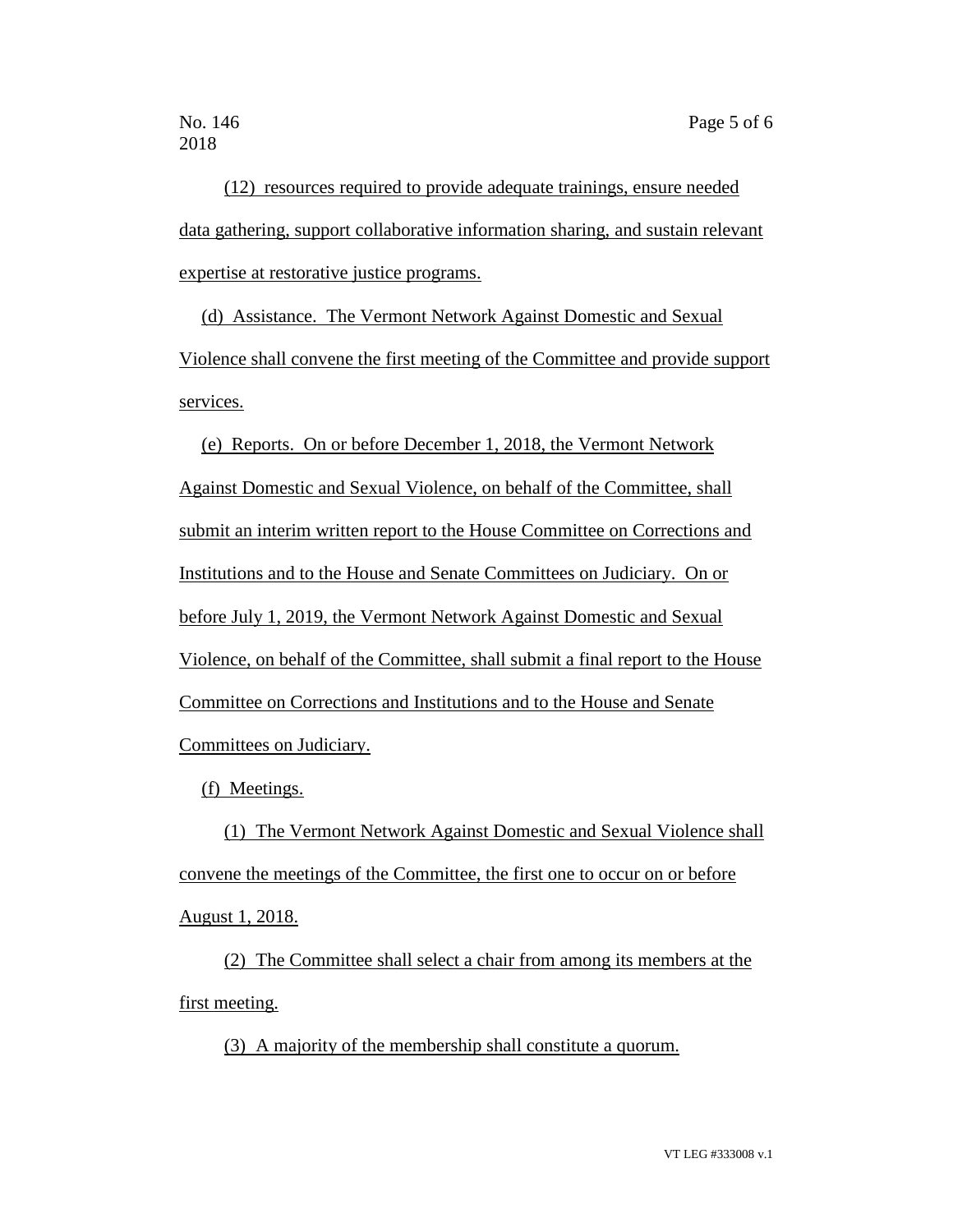(12) resources required to provide adequate trainings, ensure needed data gathering, support collaborative information sharing, and sustain relevant expertise at restorative justice programs.

(d) Assistance. The Vermont Network Against Domestic and Sexual Violence shall convene the first meeting of the Committee and provide support services.

(e) Reports. On or before December 1, 2018, the Vermont Network Against Domestic and Sexual Violence, on behalf of the Committee, shall submit an interim written report to the House Committee on Corrections and Institutions and to the House and Senate Committees on Judiciary. On or before July 1, 2019, the Vermont Network Against Domestic and Sexual Violence, on behalf of the Committee, shall submit a final report to the House Committee on Corrections and Institutions and to the House and Senate Committees on Judiciary.

(f) Meetings.

(1) The Vermont Network Against Domestic and Sexual Violence shall convene the meetings of the Committee, the first one to occur on or before August 1, 2018.

(2) The Committee shall select a chair from among its members at the first meeting.

(3) A majority of the membership shall constitute a quorum.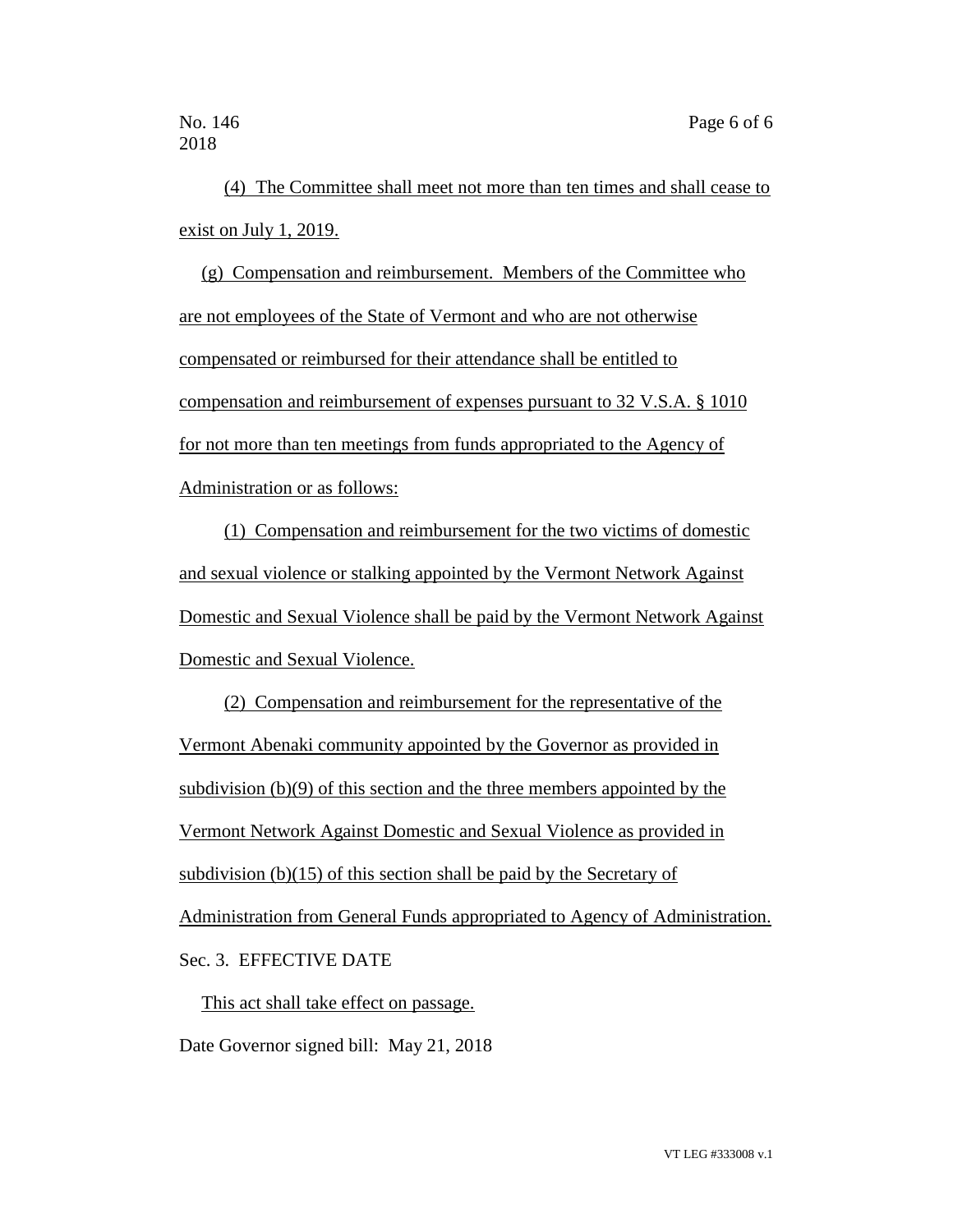(4) The Committee shall meet not more than ten times and shall cease to exist on July 1, 2019.

(g) Compensation and reimbursement. Members of the Committee who are not employees of the State of Vermont and who are not otherwise compensated or reimbursed for their attendance shall be entitled to compensation and reimbursement of expenses pursuant to 32 V.S.A. § 1010 for not more than ten meetings from funds appropriated to the Agency of Administration or as follows:

(1) Compensation and reimbursement for the two victims of domestic and sexual violence or stalking appointed by the Vermont Network Against Domestic and Sexual Violence shall be paid by the Vermont Network Against Domestic and Sexual Violence.

(2) Compensation and reimbursement for the representative of the Vermont Abenaki community appointed by the Governor as provided in subdivision (b)(9) of this section and the three members appointed by the Vermont Network Against Domestic and Sexual Violence as provided in subdivision (b)(15) of this section shall be paid by the Secretary of Administration from General Funds appropriated to Agency of Administration.

Sec. 3. EFFECTIVE DATE

This act shall take effect on passage.

Date Governor signed bill: May 21, 2018